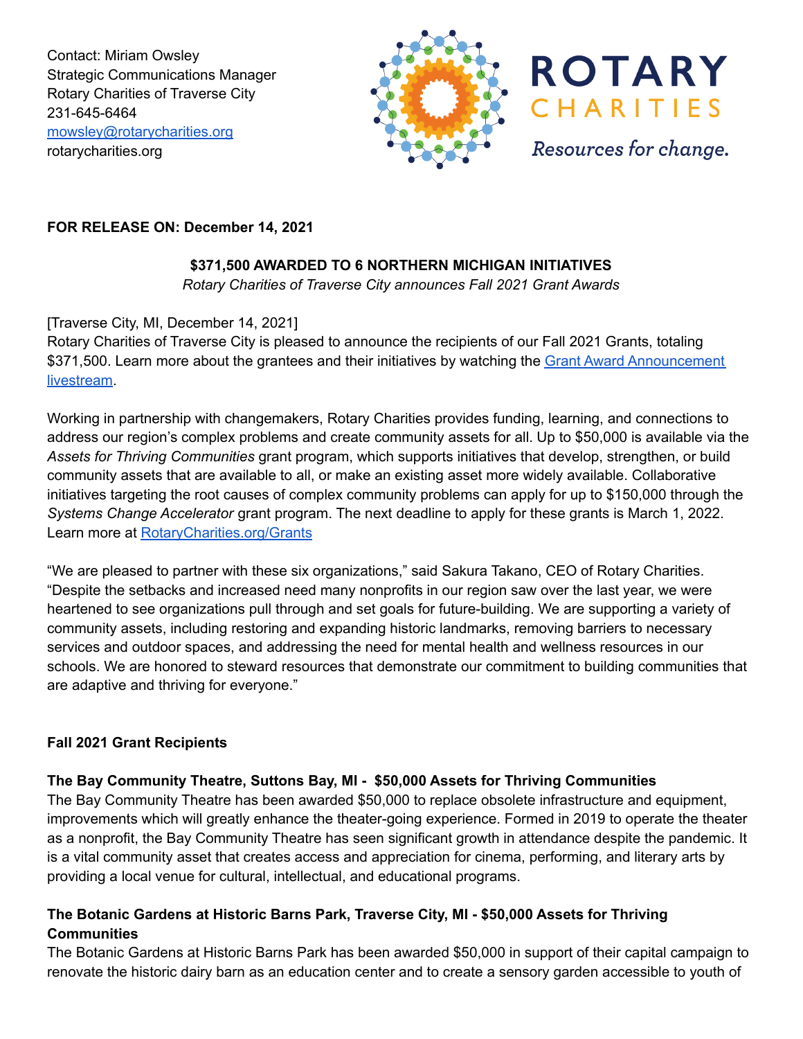Contact: Miriam Owsley
Strategic Communications Manager
Rotary Charities of Traverse City
231-645-6464
[mowsley@rotarycharities.org](mailto:mowsley@rotarycharities.org)
rotarycharities.org

ROTARY CHARITIES
*Resources for change.*

**FOR RELEASE ON: December 14, 2021**

**$371,500 AWARDED TO 6 NORTHERN MICHIGAN INITIATIVES**

*Rotary Charities of Traverse City announces Fall 2021 Grant Awards*

[Traverse City, MI, December 14, 2021]
Rotary Charities of Traverse City is pleased to announce the recipients of our Fall 2021 Grants, totaling $371,500. Learn more about the grantees and their initiatives by watching the Grant Award Announcement livestream.

Working in partnership with changemakers, Rotary Charities provides funding, learning, and connections to address our region's complex problems and create community assets for all. Up to $50,000 is available via the *Assets for Thriving Communities* grant program, which supports initiatives that develop, strengthen, or build community assets that are available to all, or make an existing asset more widely available. Collaborative initiatives targeting the root causes of complex community problems can apply for up to $150,000 through the *Systems Change Accelerator* grant program. The next deadline to apply for these grants is March 1, 2022. Learn more at RotaryCharities.org/Grants

"We are pleased to partner with these six organizations," said Sakura Takano, CEO of Rotary Charities. "Despite the setbacks and increased need many nonprofits in our region saw over the last year, we were heartened to see organizations pull through and set goals for future-building. We are supporting a variety of community assets, including restoring and expanding historic landmarks, removing barriers to necessary services and outdoor spaces, and addressing the need for mental health and wellness resources in our schools. We are honored to steward resources that demonstrate our commitment to building communities that are adaptive and thriving for everyone."

**Fall 2021 Grant Recipients**

**The Bay Community Theatre, Suttons Bay, MI - $50,000 Assets for Thriving Communities**

The Bay Community Theatre has been awarded $50,000 to replace obsolete infrastructure and equipment, improvements which will greatly enhance the theater-going experience. Formed in 2019 to operate the theater as a nonprofit, the Bay Community Theatre has seen significant growth in attendance despite the pandemic. It is a vital community asset that creates access and appreciation for cinema, performing, and literary arts by providing a local venue for cultural, intellectual, and educational programs.

**The Botanic Gardens at Historic Barns Park, Traverse City, MI - $50,000 Assets for Thriving Communities**

The Botanic Gardens at Historic Barns Park has been awarded $50,000 in support of their capital campaign to renovate the historic dairy barn as an education center and to create a sensory garden accessible to youth of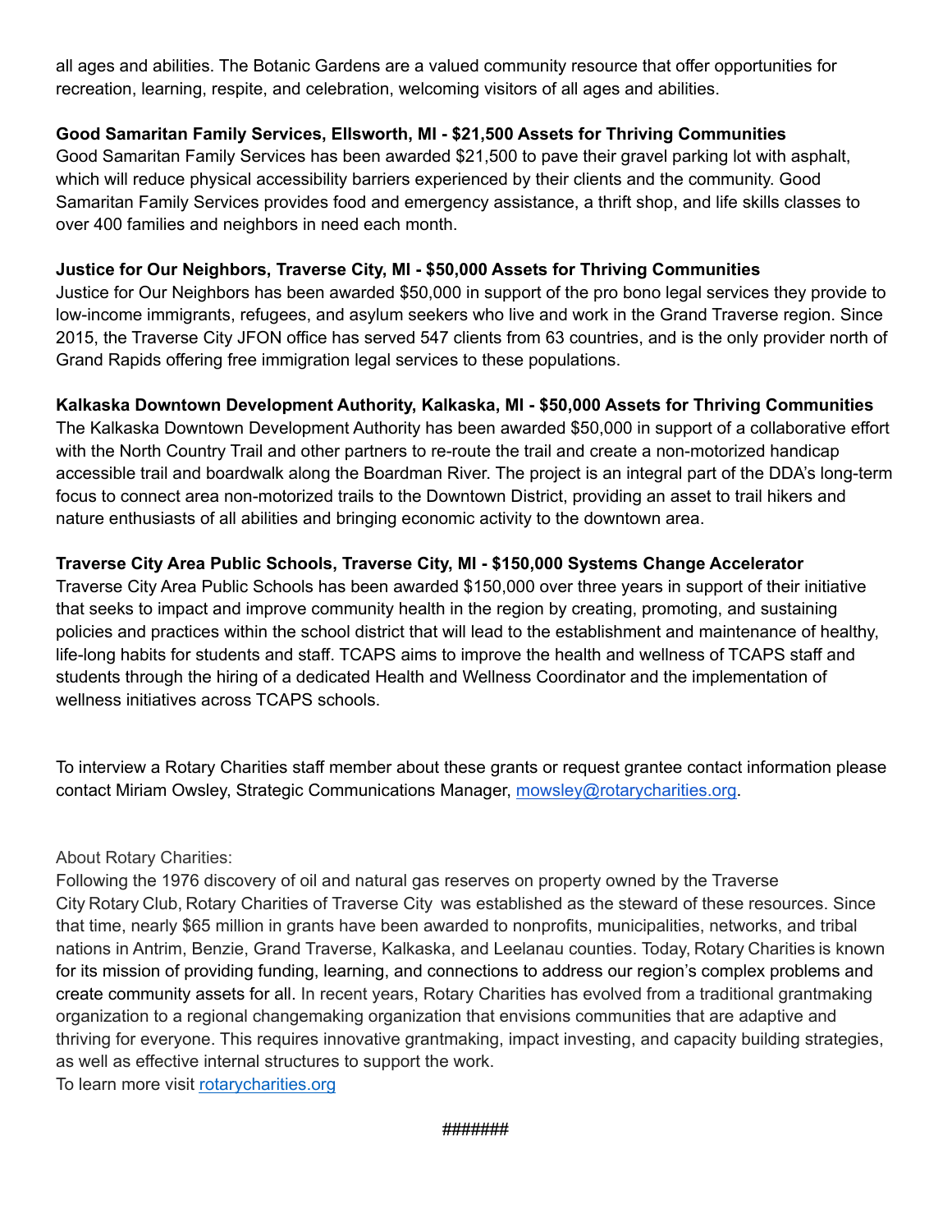all ages and abilities. The Botanic Gardens are a valued community resource that offer opportunities for recreation, learning, respite, and celebration, welcoming visitors of all ages and abilities.

**Good Samaritan Family Services, Ellsworth, MI - $21,500 Assets for Thriving Communities**
Good Samaritan Family Services has been awarded $21,500 to pave their gravel parking lot with asphalt, which will reduce physical accessibility barriers experienced by their clients and the community. Good Samaritan Family Services provides food and emergency assistance, a thrift shop, and life skills classes to over 400 families and neighbors in need each month.

**Justice for Our Neighbors, Traverse City, MI - $50,000 Assets for Thriving Communities**
Justice for Our Neighbors has been awarded $50,000 in support of the pro bono legal services they provide to low-income immigrants, refugees, and asylum seekers who live and work in the Grand Traverse region. Since 2015, the Traverse City JFON office has served 547 clients from 63 countries, and is the only provider north of Grand Rapids offering free immigration legal services to these populations.

**Kalkaska Downtown Development Authority, Kalkaska, MI - $50,000 Assets for Thriving Communities**
The Kalkaska Downtown Development Authority has been awarded $50,000 in support of a collaborative effort with the North Country Trail and other partners to re-route the trail and create a non-motorized handicap accessible trail and boardwalk along the Boardman River. The project is an integral part of the DDA's long-term focus to connect area non-motorized trails to the Downtown District, providing an asset to trail hikers and nature enthusiasts of all abilities and bringing economic activity to the downtown area.

**Traverse City Area Public Schools, Traverse City, MI - $150,000 Systems Change Accelerator**
Traverse City Area Public Schools has been awarded $150,000 over three years in support of their initiative that seeks to impact and improve community health in the region by creating, promoting, and sustaining policies and practices within the school district that will lead to the establishment and maintenance of healthy, life-long habits for students and staff. TCAPS aims to improve the health and wellness of TCAPS staff and students through the hiring of a dedicated Health and Wellness Coordinator and the implementation of wellness initiatives across TCAPS schools.

To interview a Rotary Charities staff member about these grants or request grantee contact information please contact Miriam Owsley, Strategic Communications Manager, mowsley@rotarycharities.org.

About Rotary Charities:
Following the 1976 discovery of oil and natural gas reserves on property owned by the Traverse City Rotary Club, Rotary Charities of Traverse City was established as the steward of these resources. Since that time, nearly $65 million in grants have been awarded to nonprofits, municipalities, networks, and tribal nations in Antrim, Benzie, Grand Traverse, Kalkaska, and Leelanau counties. Today, Rotary Charities is known for its mission of providing funding, learning, and connections to address our region's complex problems and create community assets for all. In recent years, Rotary Charities has evolved from a traditional grantmaking organization to a regional changemaking organization that envisions communities that are adaptive and thriving for everyone. This requires innovative grantmaking, impact investing, and capacity building strategies, as well as effective internal structures to support the work.
To learn more visit rotarycharities.org

#######